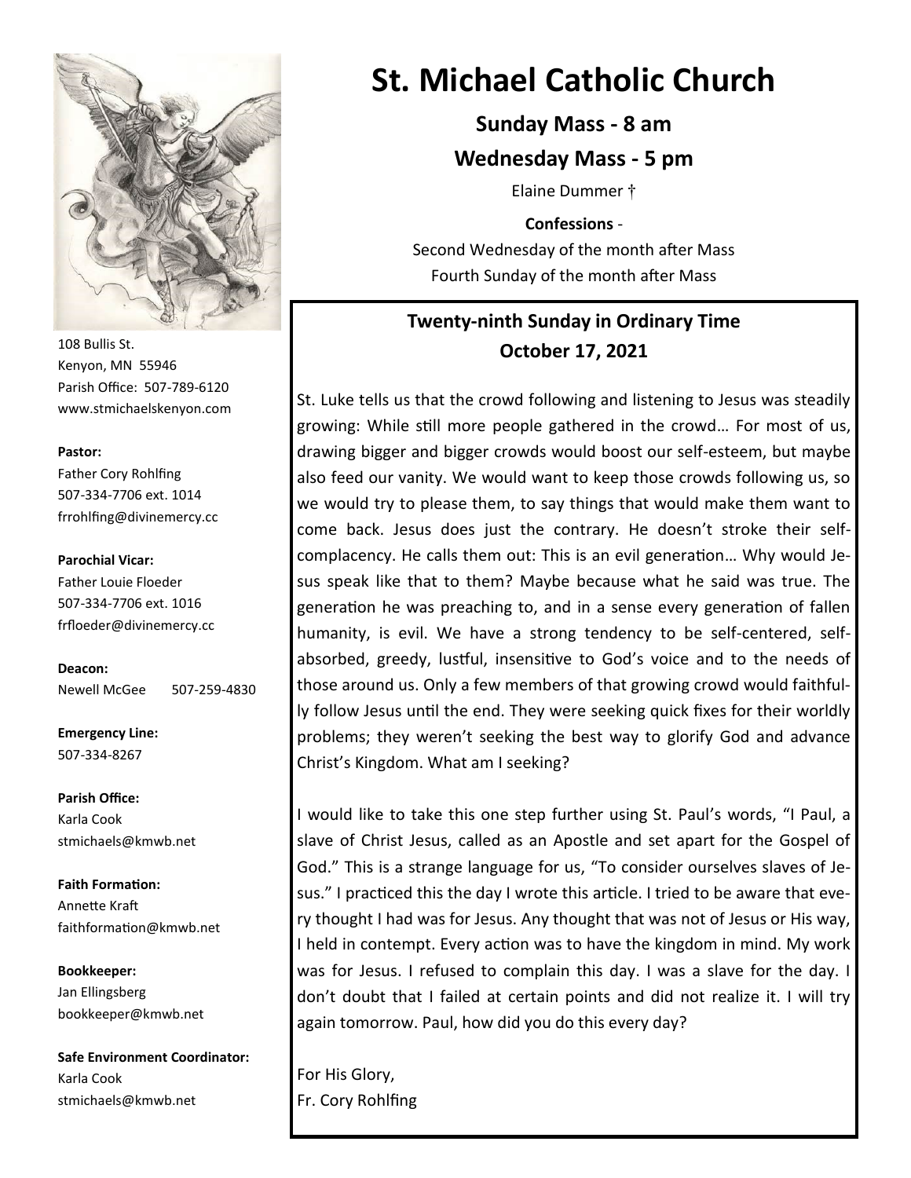# St. Michael Catholic Church

**Sunday Mass - 8 am**

**Wednesday Mass - 5 pm**

Elaine Dummer †

**Confessions** -

Second Wednesday of the month after Mass

Fourth Sunday of the month after Mass

108 Bullis St.
Kenyon, MN 55946
Parish Office: 507-789-6120
www.stmichaelskenyon.com

**Pastor:**
Father Cory Rohlfing
507-334-7706 ext. 1014
frrohlfing@divinemercy.cc

**Parochial Vicar:**
Father Louie Floeder
507-334-7706 ext. 1016
frfloeder@divinemercy.cc

**Deacon:**
Newell McGee 507-259-4830

**Emergency Line:**
507-334-8267

**Parish Office:**
Karla Cook
stmichaels@kmwb.net

**Faith Formation:**
Annette Kraft
faithformation@kmwb.net

**Bookkeeper:**
Jan Ellingsberg
bookkeeper@kmwb.net

**Safe Environment Coordinator:**
Karla Cook
stmichaels@kmwb.net

## Twenty-ninth Sunday in Ordinary Time
## October 17, 2021

St. Luke tells us that the crowd following and listening to Jesus was steadily growing: While still more people gathered in the crowd… For most of us, drawing bigger and bigger crowds would boost our self-esteem, but maybe also feed our vanity. We would want to keep those crowds following us, so we would try to please them, to say things that would make them want to come back. Jesus does just the contrary. He doesn't stroke their self-complacency. He calls them out: This is an evil generation… Why would Jesus speak like that to them? Maybe because what he said was true. The generation he was preaching to, and in a sense every generation of fallen humanity, is evil. We have a strong tendency to be self-centered, self-absorbed, greedy, lustful, insensitive to God's voice and to the needs of those around us. Only a few members of that growing crowd would faithfully follow Jesus until the end. They were seeking quick fixes for their worldly problems; they weren't seeking the best way to glorify God and advance Christ's Kingdom. What am I seeking?

I would like to take this one step further using St. Paul's words, "I Paul, a slave of Christ Jesus, called as an Apostle and set apart for the Gospel of God." This is a strange language for us, "To consider ourselves slaves of Jesus." I practiced this the day I wrote this article. I tried to be aware that every thought I had was for Jesus. Any thought that was not of Jesus or His way, I held in contempt. Every action was to have the kingdom in mind. My work was for Jesus. I refused to complain this day. I was a slave for the day. I don't doubt that I failed at certain points and did not realize it. I will try again tomorrow. Paul, how did you do this every day?

For His Glory,
Fr. Cory Rohlfing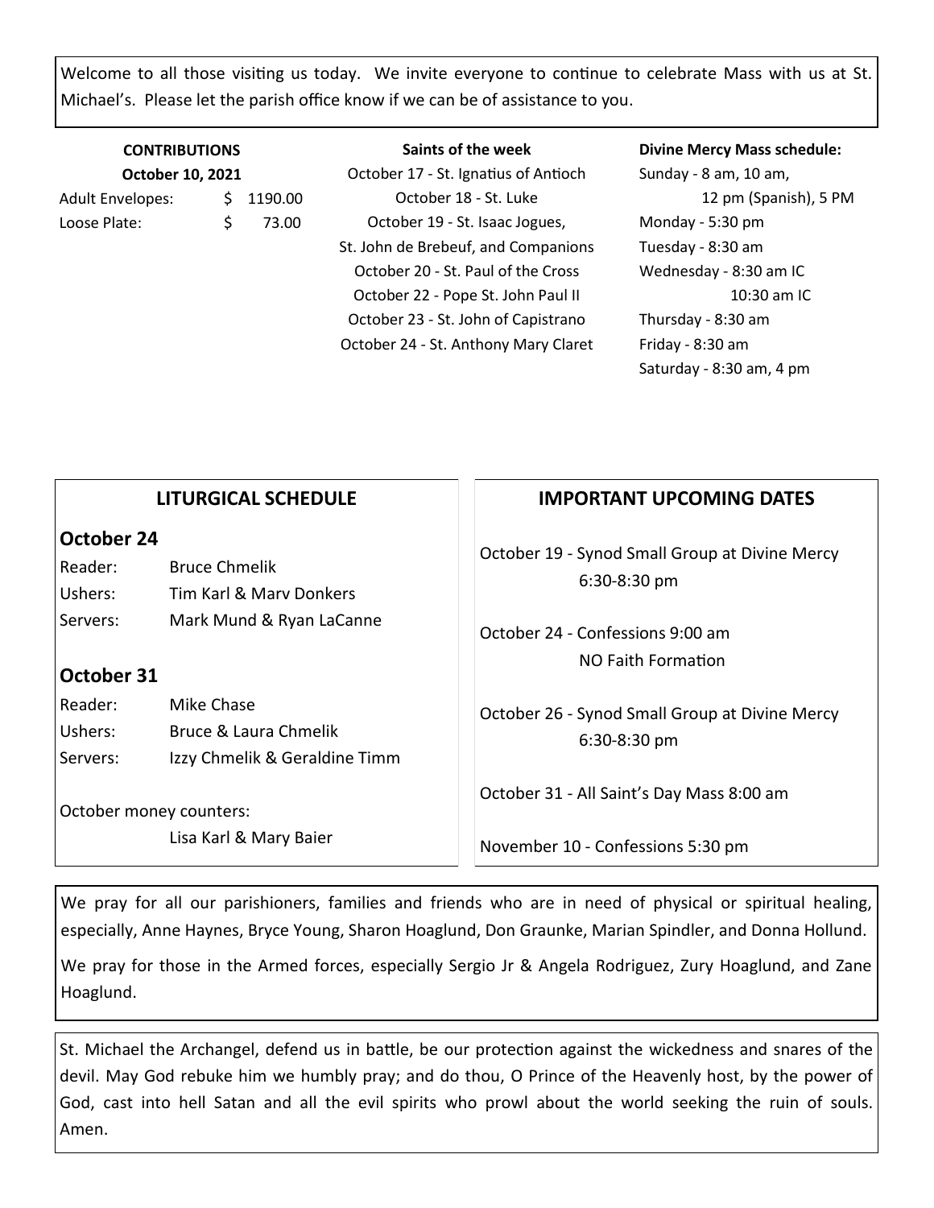Welcome to all those visiting us today. We invite everyone to continue to celebrate Mass with us at St. Michael's. Please let the parish office know if we can be of assistance to you.

**CONTRIBUTIONS**

**October 10, 2021**

| | |
|---|---|
| Adult Envelopes: | $ 1190.00 |
| Loose Plate: | $ 73.00 |

**Saints of the week**

October 17 - St. Ignatius of Antioch
October 18 - St. Luke
October 19 - St. Isaac Jogues, St. John de Brebeuf, and Companions
October 20 - St. Paul of the Cross
October 22 - Pope St. John Paul II
October 23 - St. John of Capistrano
October 24 - St. Anthony Mary Claret

**Divine Mercy Mass schedule:**

Sunday - 8 am, 10 am, 12 pm (Spanish), 5 PM
Monday - 5:30 pm
Tuesday - 8:30 am
Wednesday - 8:30 am IC
10:30 am IC
Thursday - 8:30 am
Friday - 8:30 am
Saturday - 8:30 am, 4 pm

## LITURGICAL SCHEDULE

### October 24

| | |
|---|---|
| Reader: | Bruce Chmelik |
| Ushers: | Tim Karl & Marv Donkers |
| Servers: | Mark Mund & Ryan LaCanne |

### October 31

| | |
|---|---|
| Reader: | Mike Chase |
| Ushers: | Bruce & Laura Chmelik |
| Servers: | Izzy Chmelik & Geraldine Timm |

October money counters:
Lisa Karl & Mary Baier

## IMPORTANT UPCOMING DATES

October 19 - Synod Small Group at Divine Mercy 6:30-8:30 pm

October 24 - Confessions 9:00 am
NO Faith Formation

October 26 - Synod Small Group at Divine Mercy 6:30-8:30 pm

October 31 - All Saint's Day Mass 8:00 am

November 10 - Confessions 5:30 pm

We pray for all our parishioners, families and friends who are in need of physical or spiritual healing, especially, Anne Haynes, Bryce Young, Sharon Hoaglund, Don Graunke, Marian Spindler, and Donna Hollund.

We pray for those in the Armed forces, especially Sergio Jr & Angela Rodriguez, Zury Hoaglund, and Zane Hoaglund.

St. Michael the Archangel, defend us in battle, be our protection against the wickedness and snares of the devil. May God rebuke him we humbly pray; and do thou, O Prince of the Heavenly host, by the power of God, cast into hell Satan and all the evil spirits who prowl about the world seeking the ruin of souls. Amen.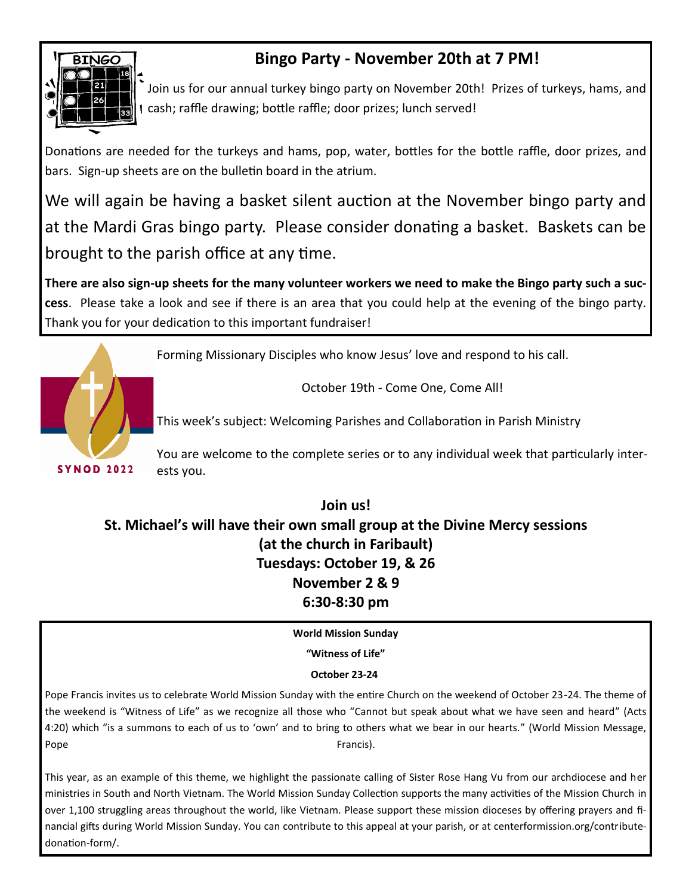## Bingo Party - November 20th at 7 PM!

Join us for our annual turkey bingo party on November 20th! Prizes of turkeys, hams, and cash; raffle drawing; bottle raffle; door prizes; lunch served!

Donations are needed for the turkeys and hams, pop, water, bottles for the bottle raffle, door prizes, and bars. Sign-up sheets are on the bulletin board in the atrium.

We will again be having a basket silent auction at the November bingo party and at the Mardi Gras bingo party. Please consider donating a basket. Baskets can be brought to the parish office at any time.

**There are also sign-up sheets for the many volunteer workers we need to make the Bingo party such a success**. Please take a look and see if there is an area that you could help at the evening of the bingo party. Thank you for your dedication to this important fundraiser!

SYNOD 2022

Forming Missionary Disciples who know Jesus' love and respond to his call.

October 19th - Come One, Come All!

This week's subject: Welcoming Parishes and Collaboration in Parish Ministry

You are welcome to the complete series or to any individual week that particularly interests you.

**Join us!**
**St. Michael's will have their own small group at the Divine Mercy sessions**
**(at the church in Faribault)**
**Tuesdays: October 19, & 26**
**November 2 & 9**
**6:30-8:30 pm**

**World Mission Sunday**

**"Witness of Life"**

**October 23-24**

Pope Francis invites us to celebrate World Mission Sunday with the entire Church on the weekend of October 23-24. The theme of the weekend is "Witness of Life" as we recognize all those who "Cannot but speak about what we have seen and heard" (Acts 4:20) which "is a summons to each of us to 'own' and to bring to others what we bear in our hearts." (World Mission Message, Pope Francis).

This year, as an example of this theme, we highlight the passionate calling of Sister Rose Hang Vu from our archdiocese and her ministries in South and North Vietnam. The World Mission Sunday Collection supports the many activities of the Mission Church in over 1,100 struggling areas throughout the world, like Vietnam. Please support these mission dioceses by offering prayers and financial gifts during World Mission Sunday. You can contribute to this appeal at your parish, or at centerformission.org/contribute-donation-form/.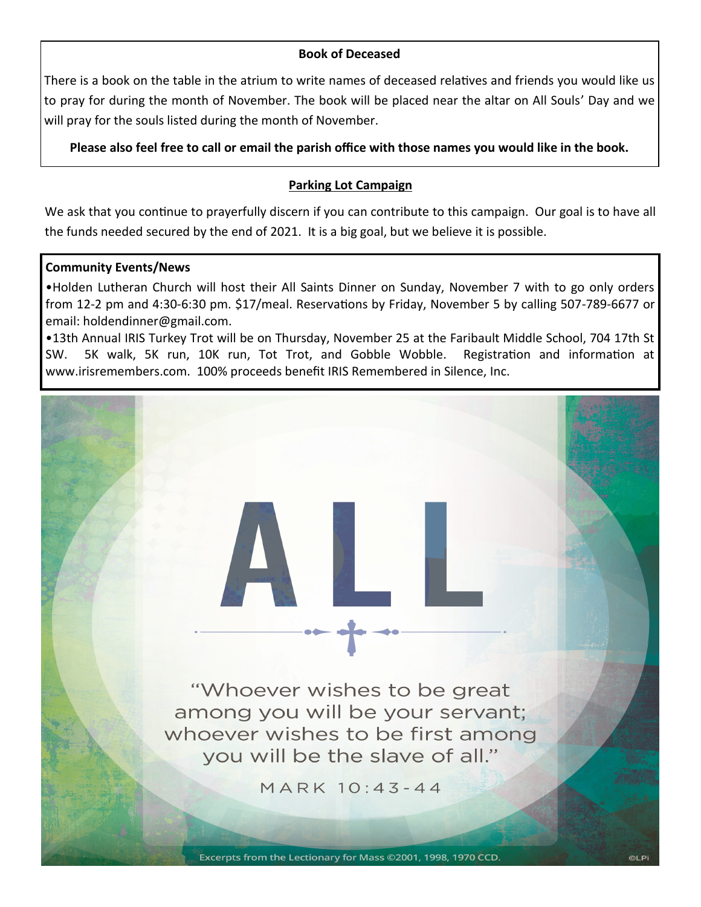## Book of Deceased

There is a book on the table in the atrium to write names of deceased relatives and friends you would like us to pray for during the month of November. The book will be placed near the altar on All Souls' Day and we will pray for the souls listed during the month of November.

**Please also feel free to call or email the parish office with those names you would like in the book.**

## Parking Lot Campaign

We ask that you continue to prayerfully discern if you can contribute to this campaign. Our goal is to have all the funds needed secured by the end of 2021. It is a big goal, but we believe it is possible.

## Community Events/News

- Holden Lutheran Church will host their All Saints Dinner on Sunday, November 7 with to go only orders from 12-2 pm and 4:30-6:30 pm. $17/meal. Reservations by Friday, November 5 by calling 507-789-6677 or email: holdendinner@gmail.com.
- 13th Annual IRIS Turkey Trot will be on Thursday, November 25 at the Faribault Middle School, 704 17th St SW. 5K walk, 5K run, 10K run, Tot Trot, and Gobble Wobble. Registration and information at www.irisremembers.com. 100% proceeds benefit IRIS Remembered in Silence, Inc.

ALL

"Whoever wishes to be great among you will be your servant; whoever wishes to be first among you will be the slave of all."

MARK 10:43-44

Excerpts from the Lectionary for Mass ©2001, 1998, 1970 CCD.

©LPi